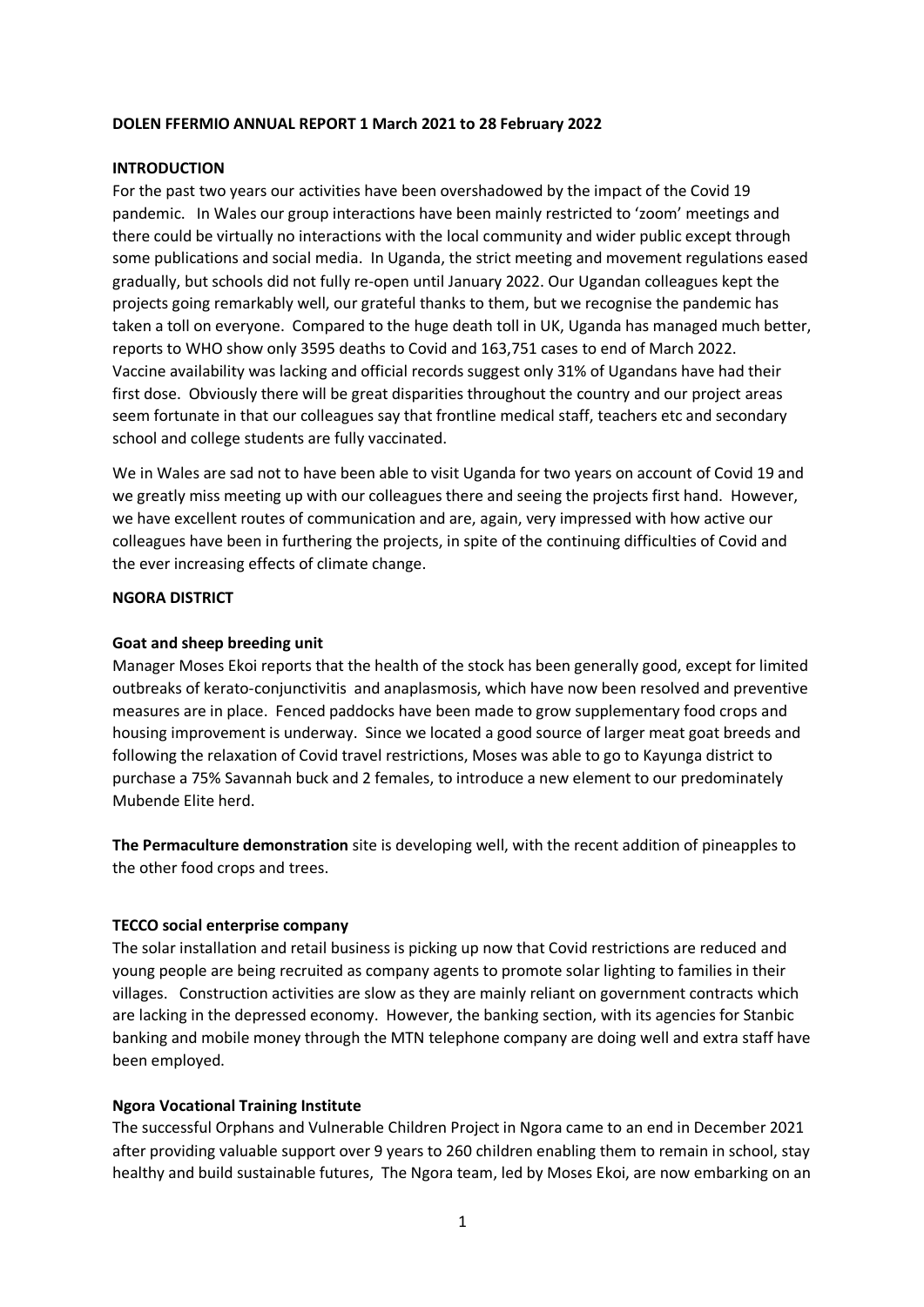**DOLEN FFERMIO ANNUAL REPORT 1 March 2021 to 28 February 2022**

**INTRODUCTION**

For the past two years our activities have been overshadowed by the impact of the Covid 19 pandemic. In Wales our group interactions have been mainly restricted to 'zoom' meetings and there could be virtually no interactions with the local community and wider public except through some publications and social media. In Uganda, the strict meeting and movement regulations eased gradually, but schools did not fully re-open until January 2022. Our Ugandan colleagues kept the projects going remarkably well, our grateful thanks to them, but we recognise the pandemic has taken a toll on everyone. Compared to the huge death toll in UK, Uganda has managed much better, reports to WHO show only 3595 deaths to Covid and 163,751 cases to end of March 2022. Vaccine availability was lacking and official records suggest only 31% of Ugandans have had their first dose. Obviously there will be great disparities throughout the country and our project areas seem fortunate in that our colleagues say that frontline medical staff, teachers etc and secondary school and college students are fully vaccinated.

We in Wales are sad not to have been able to visit Uganda for two years on account of Covid 19 and we greatly miss meeting up with our colleagues there and seeing the projects first hand. However, we have excellent routes of communication and are, again, very impressed with how active our colleagues have been in furthering the projects, in spite of the continuing difficulties of Covid and the ever increasing effects of climate change.

**NGORA DISTRICT**

**Goat and sheep breeding unit**

Manager Moses Ekoi reports that the health of the stock has been generally good, except for limited outbreaks of kerato-conjunctivitis and anaplasmosis, which have now been resolved and preventive measures are in place. Fenced paddocks have been made to grow supplementary food crops and housing improvement is underway. Since we located a good source of larger meat goat breeds and following the relaxation of Covid travel restrictions, Moses was able to go to Kayunga district to purchase a 75% Savannah buck and 2 females, to introduce a new element to our predominately Mubende Elite herd.

**The Permaculture demonstration** site is developing well, with the recent addition of pineapples to the other food crops and trees.

**TECCO social enterprise company**

The solar installation and retail business is picking up now that Covid restrictions are reduced and young people are being recruited as company agents to promote solar lighting to families in their villages. Construction activities are slow as they are mainly reliant on government contracts which are lacking in the depressed economy. However, the banking section, with its agencies for Stanbic banking and mobile money through the MTN telephone company are doing well and extra staff have been employed.

**Ngora Vocational Training Institute**

The successful Orphans and Vulnerable Children Project in Ngora came to an end in December 2021 after providing valuable support over 9 years to 260 children enabling them to remain in school, stay healthy and build sustainable futures, The Ngora team, led by Moses Ekoi, are now embarking on an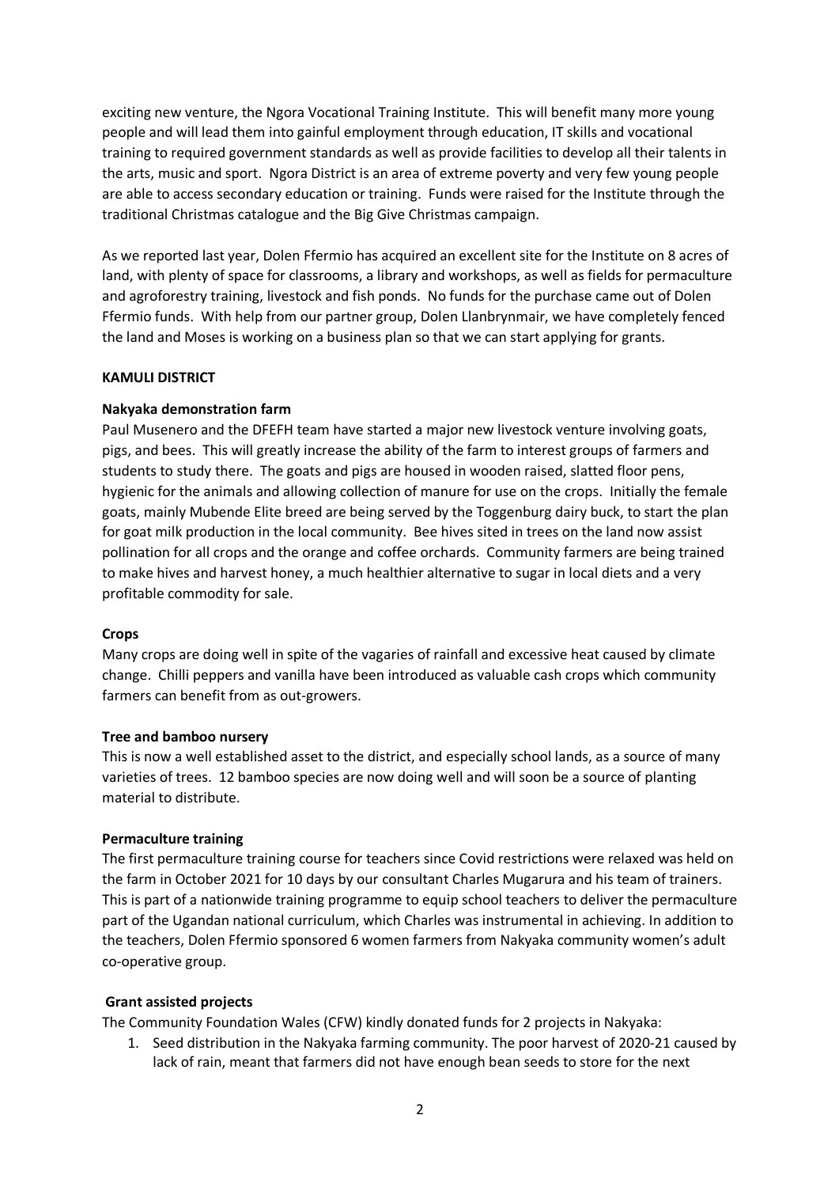exciting new venture, the Ngora Vocational Training Institute. This will benefit many more young people and will lead them into gainful employment through education, IT skills and vocational training to required government standards as well as provide facilities to develop all their talents in the arts, music and sport. Ngora District is an area of extreme poverty and very few young people are able to access secondary education or training. Funds were raised for the Institute through the traditional Christmas catalogue and the Big Give Christmas campaign.

As we reported last year, Dolen Ffermio has acquired an excellent site for the Institute on 8 acres of land, with plenty of space for classrooms, a library and workshops, as well as fields for permaculture and agroforestry training, livestock and fish ponds. No funds for the purchase came out of Dolen Ffermio funds. With help from our partner group, Dolen Llanbrynmair, we have completely fenced the land and Moses is working on a business plan so that we can start applying for grants.

**KAMULI DISTRICT**

**Nakyaka demonstration farm**

Paul Musenero and the DFEFH team have started a major new livestock venture involving goats, pigs, and bees. This will greatly increase the ability of the farm to interest groups of farmers and students to study there. The goats and pigs are housed in wooden raised, slatted floor pens, hygienic for the animals and allowing collection of manure for use on the crops. Initially the female goats, mainly Mubende Elite breed are being served by the Toggenburg dairy buck, to start the plan for goat milk production in the local community. Bee hives sited in trees on the land now assist pollination for all crops and the orange and coffee orchards. Community farmers are being trained to make hives and harvest honey, a much healthier alternative to sugar in local diets and a very profitable commodity for sale.

**Crops**

Many crops are doing well in spite of the vagaries of rainfall and excessive heat caused by climate change. Chilli peppers and vanilla have been introduced as valuable cash crops which community farmers can benefit from as out-growers.

**Tree and bamboo nursery**

This is now a well established asset to the district, and especially school lands, as a source of many varieties of trees. 12 bamboo species are now doing well and will soon be a source of planting material to distribute.

**Permaculture training**

The first permaculture training course for teachers since Covid restrictions were relaxed was held on the farm in October 2021 for 10 days by our consultant Charles Mugarura and his team of trainers. This is part of a nationwide training programme to equip school teachers to deliver the permaculture part of the Ugandan national curriculum, which Charles was instrumental in achieving. In addition to the teachers, Dolen Ffermio sponsored 6 women farmers from Nakyaka community women's adult co-operative group.

**Grant assisted projects**

The Community Foundation Wales (CFW) kindly donated funds for 2 projects in Nakyaka:

1. Seed distribution in the Nakyaka farming community. The poor harvest of 2020-21 caused by lack of rain, meant that farmers did not have enough bean seeds to store for the next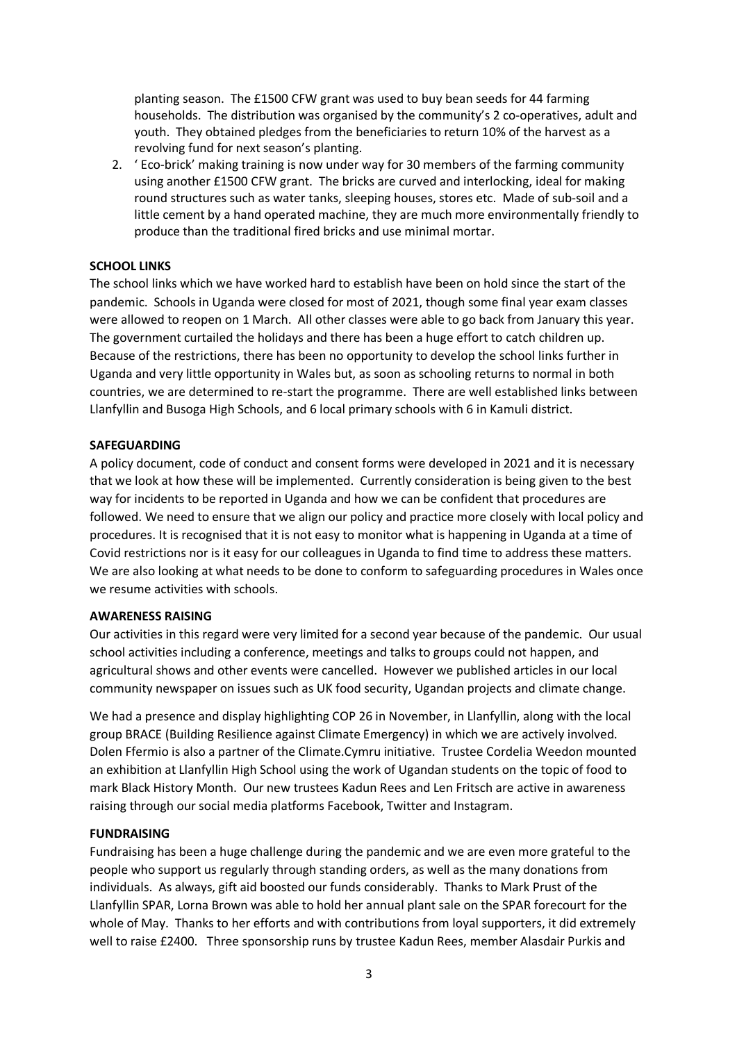planting season. The £1500 CFW grant was used to buy bean seeds for 44 farming households. The distribution was organised by the community's 2 co-operatives, adult and youth. They obtained pledges from the beneficiaries to return 10% of the harvest as a revolving fund for next season's planting.

2. ' Eco-brick' making training is now under way for 30 members of the farming community using another £1500 CFW grant. The bricks are curved and interlocking, ideal for making round structures such as water tanks, sleeping houses, stores etc. Made of sub-soil and a little cement by a hand operated machine, they are much more environmentally friendly to produce than the traditional fired bricks and use minimal mortar.

**SCHOOL LINKS**

The school links which we have worked hard to establish have been on hold since the start of the pandemic. Schools in Uganda were closed for most of 2021, though some final year exam classes were allowed to reopen on 1 March. All other classes were able to go back from January this year. The government curtailed the holidays and there has been a huge effort to catch children up. Because of the restrictions, there has been no opportunity to develop the school links further in Uganda and very little opportunity in Wales but, as soon as schooling returns to normal in both countries, we are determined to re-start the programme. There are well established links between Llanfyllin and Busoga High Schools, and 6 local primary schools with 6 in Kamuli district.

**SAFEGUARDING**

A policy document, code of conduct and consent forms were developed in 2021 and it is necessary that we look at how these will be implemented. Currently consideration is being given to the best way for incidents to be reported in Uganda and how we can be confident that procedures are followed. We need to ensure that we align our policy and practice more closely with local policy and procedures. It is recognised that it is not easy to monitor what is happening in Uganda at a time of Covid restrictions nor is it easy for our colleagues in Uganda to find time to address these matters. We are also looking at what needs to be done to conform to safeguarding procedures in Wales once we resume activities with schools.

**AWARENESS RAISING**

Our activities in this regard were very limited for a second year because of the pandemic. Our usual school activities including a conference, meetings and talks to groups could not happen, and agricultural shows and other events were cancelled. However we published articles in our local community newspaper on issues such as UK food security, Ugandan projects and climate change.

We had a presence and display highlighting COP 26 in November, in Llanfyllin, along with the local group BRACE (Building Resilience against Climate Emergency) in which we are actively involved. Dolen Ffermio is also a partner of the Climate.Cymru initiative. Trustee Cordelia Weedon mounted an exhibition at Llanfyllin High School using the work of Ugandan students on the topic of food to mark Black History Month. Our new trustees Kadun Rees and Len Fritsch are active in awareness raising through our social media platforms Facebook, Twitter and Instagram.

**FUNDRAISING**

Fundraising has been a huge challenge during the pandemic and we are even more grateful to the people who support us regularly through standing orders, as well as the many donations from individuals. As always, gift aid boosted our funds considerably. Thanks to Mark Prust of the Llanfyllin SPAR, Lorna Brown was able to hold her annual plant sale on the SPAR forecourt for the whole of May. Thanks to her efforts and with contributions from loyal supporters, it did extremely well to raise £2400. Three sponsorship runs by trustee Kadun Rees, member Alasdair Purkis and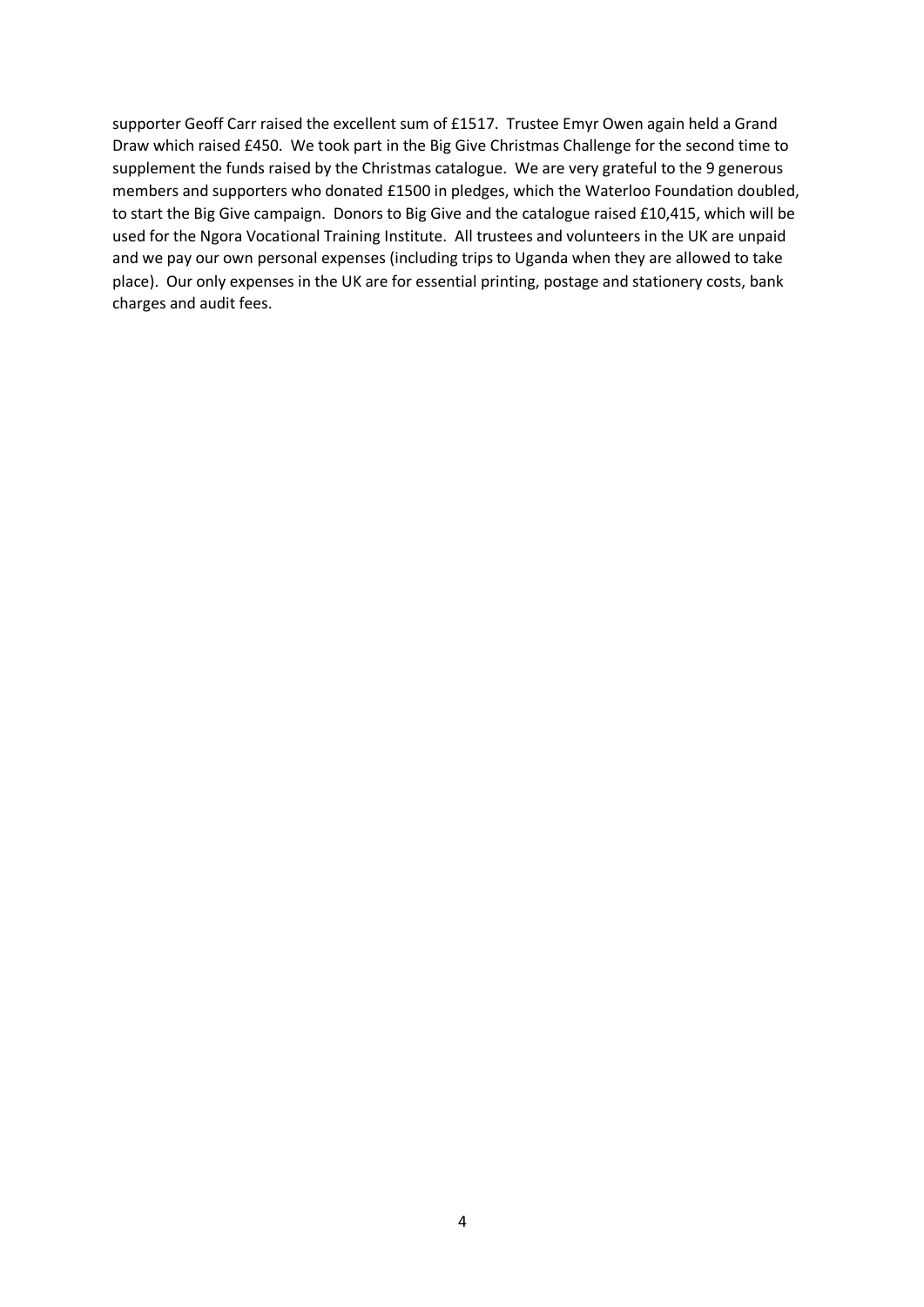supporter Geoff Carr raised the excellent sum of £1517. Trustee Emyr Owen again held a Grand Draw which raised £450. We took part in the Big Give Christmas Challenge for the second time to supplement the funds raised by the Christmas catalogue. We are very grateful to the 9 generous members and supporters who donated £1500 in pledges, which the Waterloo Foundation doubled, to start the Big Give campaign. Donors to Big Give and the catalogue raised £10,415, which will be used for the Ngora Vocational Training Institute. All trustees and volunteers in the UK are unpaid and we pay our own personal expenses (including trips to Uganda when they are allowed to take place). Our only expenses in the UK are for essential printing, postage and stationery costs, bank charges and audit fees.